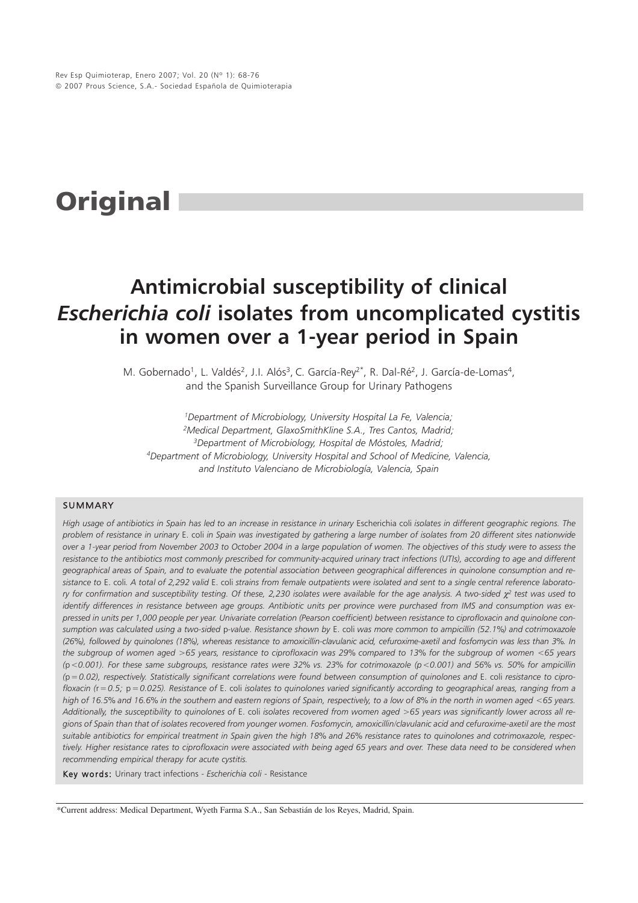# Original

# Antimicrobial susceptibility of clinical *Escherichia coli* isolates from uncomplicated cystitis in women over a 1-year period in Spain

M. Gobernado[1], L. Valdés[2], J.I. Alós[3], C. García-Rey[2*], R. Dal-Ré[2], J. García-de-Lomas[4], and the Spanish Surveillance Group for Urinary Pathogens

[1]*Department of Microbiology, University Hospital La Fe, Valencia;*
[2]*Medical Department, GlaxoSmithKline S.A., Tres Cantos, Madrid;*
[3]*Department of Microbiology, Hospital de Móstoles, Madrid;*
[4]*Department of Microbiology, University Hospital and School of Medicine, Valencia, and Instituto Valenciano de Microbiología, Valencia, Spain*

## SUMMARY

*High usage of antibiotics in Spain has led to an increase in resistance in urinary* Escherichia coli *isolates in different geographic regions. The problem of resistance in urinary* E. coli *in Spain was investigated by gathering a large number of isolates from 20 different sites nationwide over a 1-year period from November 2003 to October 2004 in a large population of women. The objectives of this study were to assess the resistance to the antibiotics most commonly prescribed for community-acquired urinary tract infections (UTIs), according to age and different geographical areas of Spain, and to evaluate the potential association between geographical differences in quinolone consumption and resistance to* E. coli*. A total of 2,292 valid* E. coli *strains from female outpatients were isolated and sent to a single central reference laboratory for confirmation and susceptibility testing. Of these, 2,230 isolates were available for the age analysis. A two-sided $\chi^2$ test was used to identify differences in resistance between age groups. Antibiotic units per province were purchased from IMS and consumption was expressed in units per 1,000 people per year. Univariate correlation (Pearson coefficient) between resistance to ciprofloxacin and quinolone consumption was calculated using a two-sided* p*-value. Resistance shown by* E. coli *was more common to ampicillin (52.1%) and cotrimoxazole (26%), followed by quinolones (18%), whereas resistance to amoxicillin-clavulanic acid, cefuroxime-axetil and fosfomycin was less than 3%. In the subgroup of women aged >65 years, resistance to ciprofloxacin was 29% compared to 13% for the subgroup of women <65 years ($p<0.001$). For these same subgroups, resistance rates were 32% vs. 23% for cotrimoxazole ($p<0.001$) and 56% vs. 50% for ampicillin ($p=0.02$), respectively. Statistically significant correlations were found between consumption of quinolones and* E. coli *resistance to ciprofloxacin ($r=0.5$;* $p=0.025$*). Resistance of* E. coli *isolates to quinolones varied significantly according to geographical areas, ranging from a high of 16.5% and 16.6% in the southern and eastern regions of Spain, respectively, to a low of 8% in the north in women aged <65 years. Additionally, the susceptibility to quinolones of* E. coli *isolates recovered from women aged >65 years was significantly lower across all regions of Spain than that of isolates recovered from younger women. Fosfomycin, amoxicillin/clavulanic acid and cefuroxime-axetil are the most suitable antibiotics for empirical treatment in Spain given the high 18% and 26% resistance rates to quinolones and cotrimoxazole, respectively. Higher resistance rates to ciprofloxacin were associated with being aged 65 years and over. These data need to be considered when recommending empirical therapy for acute cystitis.*

**Key words:** Urinary tract infections - *Escherichia coli* - Resistance

*Current address: Medical Department, Wyeth Farma S.A., San Sebastián de los Reyes, Madrid, Spain.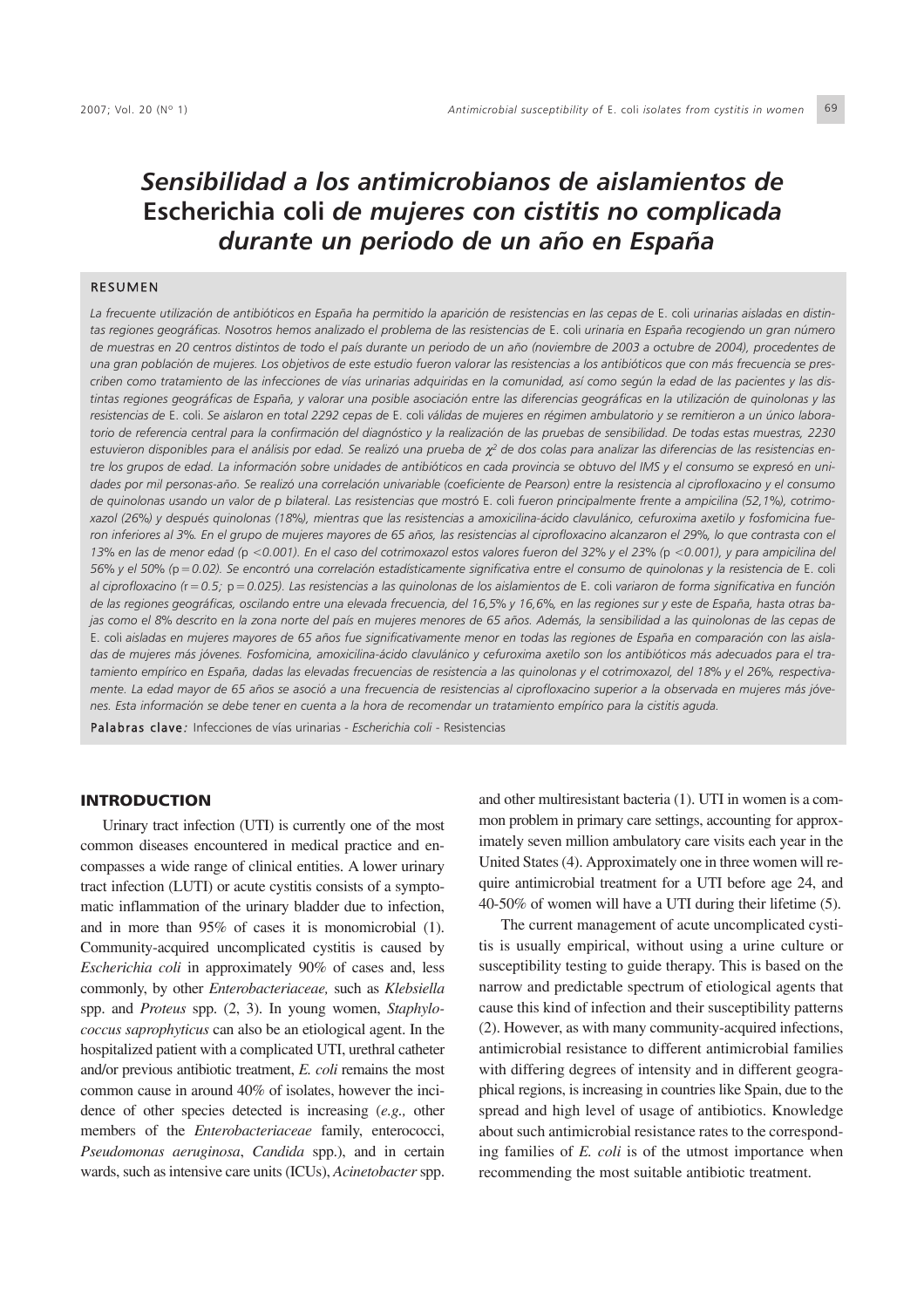# *Sensibilidad a los antimicrobianos de aislamientos de* Escherichia coli *de mujeres con cistitis no complicada durante un periodo de un año en España*

## RESUMEN

*La frecuente utilización de antibióticos en España ha permitido la aparición de resistencias en las cepas de* E. coli *urinarias aisladas en distintas regiones geográficas. Nosotros hemos analizado el problema de las resistencias de* E. coli *urinaria en España recogiendo un gran número de muestras en 20 centros distintos de todo el país durante un periodo de un año (noviembre de 2003 a octubre de 2004), procedentes de una gran población de mujeres. Los objetivos de este estudio fueron valorar las resistencias a los antibióticos que con más frecuencia se prescriben como tratamiento de las infecciones de vías urinarias adquiridas en la comunidad, así como según la edad de las pacientes y las distintas regiones geográficas de España, y valorar una posible asociación entre las diferencias geográficas en la utilización de quinolonas y las resistencias de* E. coli. *Se aislaron en total 2292 cepas de* E. coli *válidas de mujeres en régimen ambulatorio y se remitieron a un único laboratorio de referencia central para la confirmación del diagnóstico y la realización de las pruebas de sensibilidad. De todas estas muestras, 2230 estuvieron disponibles para el análisis por edad. Se realizó una prueba de $\chi^2$ de dos colas para analizar las diferencias de las resistencias entre los grupos de edad. La información sobre unidades de antibióticos en cada provincia se obtuvo del IMS y el consumo se expresó en unidades por mil personas-año. Se realizó una correlación univariable (coeficiente de Pearson) entre la resistencia al ciprofloxacino y el consumo de quinolonas usando un valor de p bilateral. Las resistencias que mostró* E. coli *fueron principalmente frente a ampicilina (52,1%), cotrimoxazol (26%) y después quinolonas (18%), mientras que las resistencias a amoxicilina-ácido clavulánico, cefuroxima axetilo y fosfomicina fueron inferiores al 3%. En el grupo de mujeres mayores de 65 años, las resistencias al ciprofloxacino alcanzaron el 29%, lo que contrasta con el 13% en las de menor edad ($p < 0.001$). En el caso del cotrimoxazol estos valores fueron del 32% y el 23% ($p < 0.001$), y para ampicilina del 56% y el 50% ($p = 0.02$). Se encontró una correlación estadísticamente significativa entre el consumo de quinolonas y la resistencia de* E. coli *al ciprofloxacino ($r = 0.5$; $p = 0.025$). Las resistencias a las quinolonas de los aislamientos de* E. coli *variaron de forma significativa en función de las regiones geográficas, oscilando entre una elevada frecuencia, del 16,5% y 16,6%, en las regiones sur y este de España, hasta otras bajas como el 8% descrito en la zona norte del país en mujeres menores de 65 años. Además, la sensibilidad a las quinolonas de las cepas de* E. coli *aisladas en mujeres mayores de 65 años fue significativamente menor en todas las regiones de España en comparación con las aisladas de mujeres más jóvenes. Fosfomicina, amoxicilina-ácido clavulánico y cefuroxima axetilo son los antibióticos más adecuados para el tratamiento empírico en España, dadas las elevadas frecuencias de resistencia a las quinolonas y el cotrimoxazol, del 18% y el 26%, respectivamente. La edad mayor de 65 años se asoció a una frecuencia de resistencias al ciprofloxacino superior a la observada en mujeres más jóvenes. Esta información se debe tener en cuenta a la hora de recomendar un tratamiento empírico para la cistitis aguda.*

**Palabras clave***:* Infecciones de vías urinarias - *Escherichia coli* - Resistencias

## INTRODUCTION

Urinary tract infection (UTI) is currently one of the most common diseases encountered in medical practice and encompasses a wide range of clinical entities. A lower urinary tract infection (LUTI) or acute cystitis consists of a symptomatic inflammation of the urinary bladder due to infection, and in more than 95% of cases it is monomicrobial (1). Community-acquired uncomplicated cystitis is caused by *Escherichia coli* in approximately 90% of cases and, less commonly, by other *Enterobacteriaceae,* such as *Klebsiella* spp. and *Proteus* spp. (2, 3). In young women, *Staphylococcus saprophyticus* can also be an etiological agent. In the hospitalized patient with a complicated UTI, urethral catheter and/or previous antibiotic treatment, *E. coli* remains the most common cause in around 40% of isolates, however the incidence of other species detected is increasing (*e.g.,* other members of the *Enterobacteriaceae* family, enterococci, *Pseudomonas aeruginosa*, *Candida* spp.), and in certain wards, such as intensive care units (ICUs), *Acinetobacter* spp. and other multiresistant bacteria (1). UTI in women is a common problem in primary care settings, accounting for approximately seven million ambulatory care visits each year in the United States (4). Approximately one in three women will require antimicrobial treatment for a UTI before age 24, and 40-50% of women will have a UTI during their lifetime (5).

The current management of acute uncomplicated cystitis is usually empirical, without using a urine culture or susceptibility testing to guide therapy. This is based on the narrow and predictable spectrum of etiological agents that cause this kind of infection and their susceptibility patterns (2). However, as with many community-acquired infections, antimicrobial resistance to different antimicrobial families with differing degrees of intensity and in different geographical regions, is increasing in countries like Spain, due to the spread and high level of usage of antibiotics. Knowledge about such antimicrobial resistance rates to the corresponding families of *E. coli* is of the utmost importance when recommending the most suitable antibiotic treatment.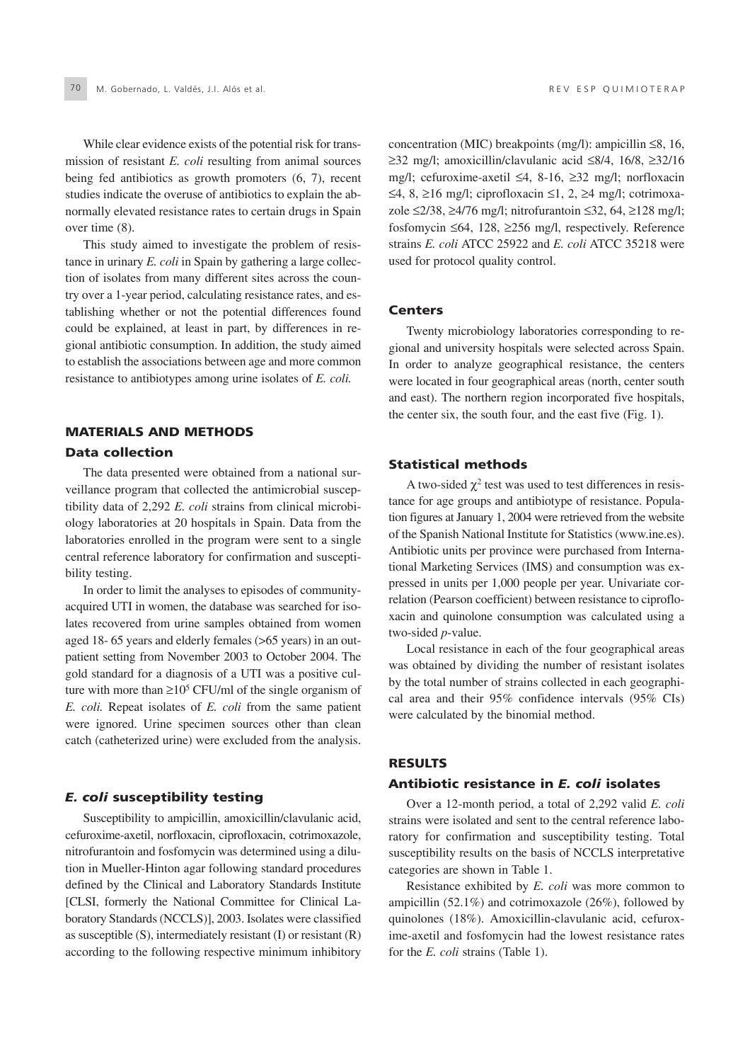While clear evidence exists of the potential risk for transmission of resistant *E. coli* resulting from animal sources being fed antibiotics as growth promoters (6, 7), recent studies indicate the overuse of antibiotics to explain the abnormally elevated resistance rates to certain drugs in Spain over time (8).

This study aimed to investigate the problem of resistance in urinary *E. coli* in Spain by gathering a large collection of isolates from many different sites across the country over a 1-year period, calculating resistance rates, and establishing whether or not the potential differences found could be explained, at least in part, by differences in regional antibiotic consumption. In addition, the study aimed to establish the associations between age and more common resistance to antibiotypes among urine isolates of *E. coli.*

## MATERIALS AND METHODS

### Data collection

The data presented were obtained from a national surveillance program that collected the antimicrobial susceptibility data of 2,292 *E. coli* strains from clinical microbiology laboratories at 20 hospitals in Spain. Data from the laboratories enrolled in the program were sent to a single central reference laboratory for confirmation and susceptibility testing.

In order to limit the analyses to episodes of community-acquired UTI in women, the database was searched for isolates recovered from urine samples obtained from women aged 18- 65 years and elderly females (>65 years) in an outpatient setting from November 2003 to October 2004. The gold standard for a diagnosis of a UTI was a positive culture with more than $\geq 10^5$ CFU/ml of the single organism of *E. coli.* Repeat isolates of *E. coli* from the same patient were ignored. Urine specimen sources other than clean catch (catheterized urine) were excluded from the analysis.

### *E. coli* susceptibility testing

Susceptibility to ampicillin, amoxicillin/clavulanic acid, cefuroxime-axetil, norfloxacin, ciprofloxacin, cotrimoxazole, nitrofurantoin and fosfomycin was determined using a dilution in Mueller-Hinton agar following standard procedures defined by the Clinical and Laboratory Standards Institute [CLSI, formerly the National Committee for Clinical Laboratory Standards (NCCLS)], 2003. Isolates were classified as susceptible (S), intermediately resistant (I) or resistant (R) according to the following respective minimum inhibitory concentration (MIC) breakpoints (mg/l): ampicillin ≤8, 16, ≥32 mg/l; amoxicillin/clavulanic acid ≤8/4, 16/8, ≥32/16 mg/l; cefuroxime-axetil ≤4, 8-16, ≥32 mg/l; norfloxacin ≤4, 8, ≥16 mg/l; ciprofloxacin ≤1, 2, ≥4 mg/l; cotrimoxazole ≤2/38, ≥4/76 mg/l; nitrofurantoin ≤32, 64, ≥128 mg/l; fosfomycin ≤64, 128, ≥256 mg/l, respectively. Reference strains *E. coli* ATCC 25922 and *E. coli* ATCC 35218 were used for protocol quality control.

### Centers

Twenty microbiology laboratories corresponding to regional and university hospitals were selected across Spain. In order to analyze geographical resistance, the centers were located in four geographical areas (north, center south and east). The northern region incorporated five hospitals, the center six, the south four, and the east five (Fig. 1).

### Statistical methods

A two-sided $\chi^2$ test was used to test differences in resistance for age groups and antibiotype of resistance. Population figures at January 1, 2004 were retrieved from the website of the Spanish National Institute for Statistics (www.ine.es). Antibiotic units per province were purchased from International Marketing Services (IMS) and consumption was expressed in units per 1,000 people per year. Univariate correlation (Pearson coefficient) between resistance to ciprofloxacin and quinolone consumption was calculated using a two-sided *p*-value.

Local resistance in each of the four geographical areas was obtained by dividing the number of resistant isolates by the total number of strains collected in each geographical area and their 95% confidence intervals (95% CIs) were calculated by the binomial method.

## RESULTS

### Antibiotic resistance in *E. coli* isolates

Over a 12-month period, a total of 2,292 valid *E. coli* strains were isolated and sent to the central reference laboratory for confirmation and susceptibility testing. Total susceptibility results on the basis of NCCLS interpretative categories are shown in Table 1.

Resistance exhibited by *E. coli* was more common to ampicillin (52.1%) and cotrimoxazole (26%), followed by quinolones (18%). Amoxicillin-clavulanic acid, cefuroxime-axetil and fosfomycin had the lowest resistance rates for the *E. coli* strains (Table 1).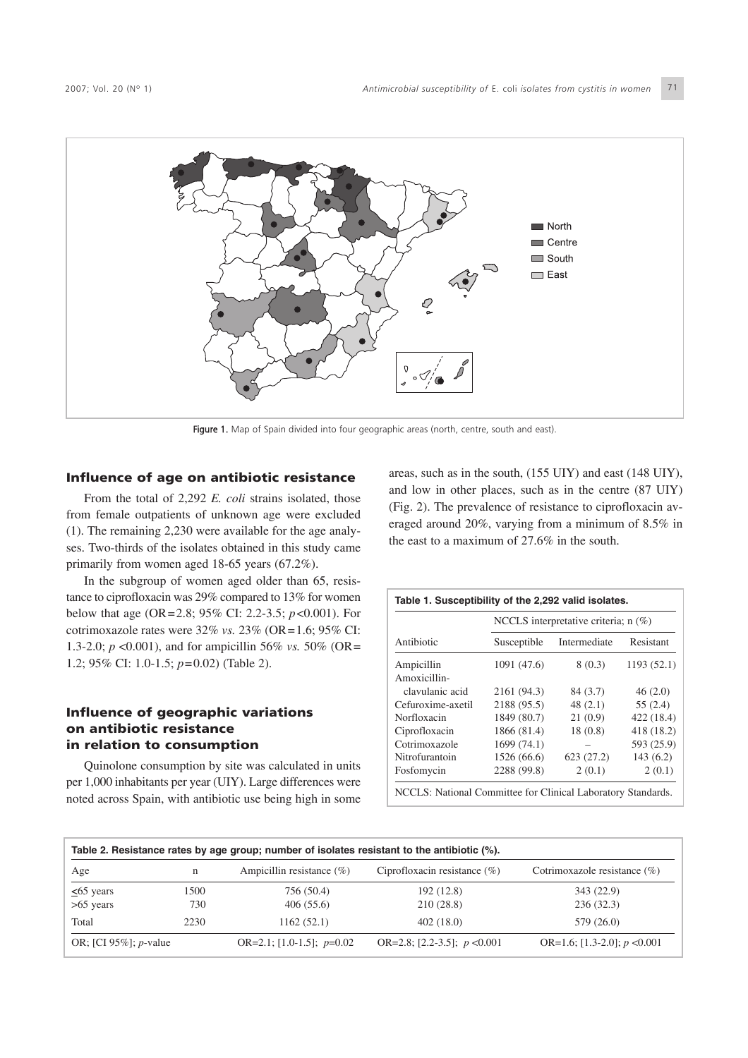Figure 1. Map of Spain divided into four geographic areas (north, centre, south and east).

## Influence of age on antibiotic resistance

From the total of 2,292 *E. coli* strains isolated, those from female outpatients of unknown age were excluded (1). The remaining 2,230 were available for the age analyses. Two-thirds of the isolates obtained in this study came primarily from women aged 18-65 years (67.2%).

In the subgroup of women aged older than 65, resistance to ciprofloxacin was 29% compared to 13% for women below that age (OR=2.8; 95% CI: 2.2-3.5; $p<0.001$). For cotrimoxazole rates were 32% *vs.* 23% (OR=1.6; 95% CI: 1.3-2.0; $p<0.001$), and for ampicillin 56% *vs.* 50% (OR=1.2; 95% CI: 1.0-1.5; $p=0.02$) (Table 2).

## Influence of geographic variations on antibiotic resistance in relation to consumption

Quinolone consumption by site was calculated in units per 1,000 inhabitants per year (UIY). Large differences were noted across Spain, with antibiotic use being high in some areas, such as in the south, (155 UIY) and east (148 UIY), and low in other places, such as in the centre (87 UIY) (Fig. 2). The prevalence of resistance to ciprofloxacin averaged around 20%, varying from a minimum of 8.5% in the east to a maximum of 27.6% in the south.

**Table 1. Susceptibility of the 2,292 valid isolates.**

| Antibiotic | NCCLS interpretative criteria; n (%) | | |
|---|---|---|---|
| | Susceptible | Intermediate | Resistant |
| Ampicillin | 1091 (47.6) | 8 (0.3) | 1193 (52.1) |
| Amoxicillin-clavulanic acid | 2161 (94.3) | 84 (3.7) | 46 (2.0) |
| Cefuroxime-axetil | 2188 (95.5) | 48 (2.1) | 55 (2.4) |
| Norfloxacin | 1849 (80.7) | 21 (0.9) | 422 (18.4) |
| Ciprofloxacin | 1866 (81.4) | 18 (0.8) | 418 (18.2) |
| Cotrimoxazole | 1699 (74.1) | – | 593 (25.9) |
| Nitrofurantoin | 1526 (66.6) | 623 (27.2) | 143 (6.2) |
| Fosfomycin | 2288 (99.8) | 2 (0.1) | 2 (0.1) |

NCCLS: National Committee for Clinical Laboratory Standards.

**Table 2. Resistance rates by age group; number of isolates resistant to the antibiotic (%).**

| Age | n | Ampicillin resistance (%) | Ciprofloxacin resistance (%) | Cotrimoxazole resistance (%) |
|---|---|---|---|---|
| ≤65 years | 1500 | 756 (50.4) | 192 (12.8) | 343 (22.9) |
| >65 years | 730 | 406 (55.6) | 210 (28.8) | 236 (32.3) |
| Total | 2230 | 1162 (52.1) | 402 (18.0) | 579 (26.0) |
| OR; [CI 95%]; *p*-value | | OR=2.1; [1.0-1.5]; $p=0.02$ | OR=2.8; [2.2-3.5]; $p<0.001$ | OR=1.6; [1.3-2.0]; $p<0.001$ |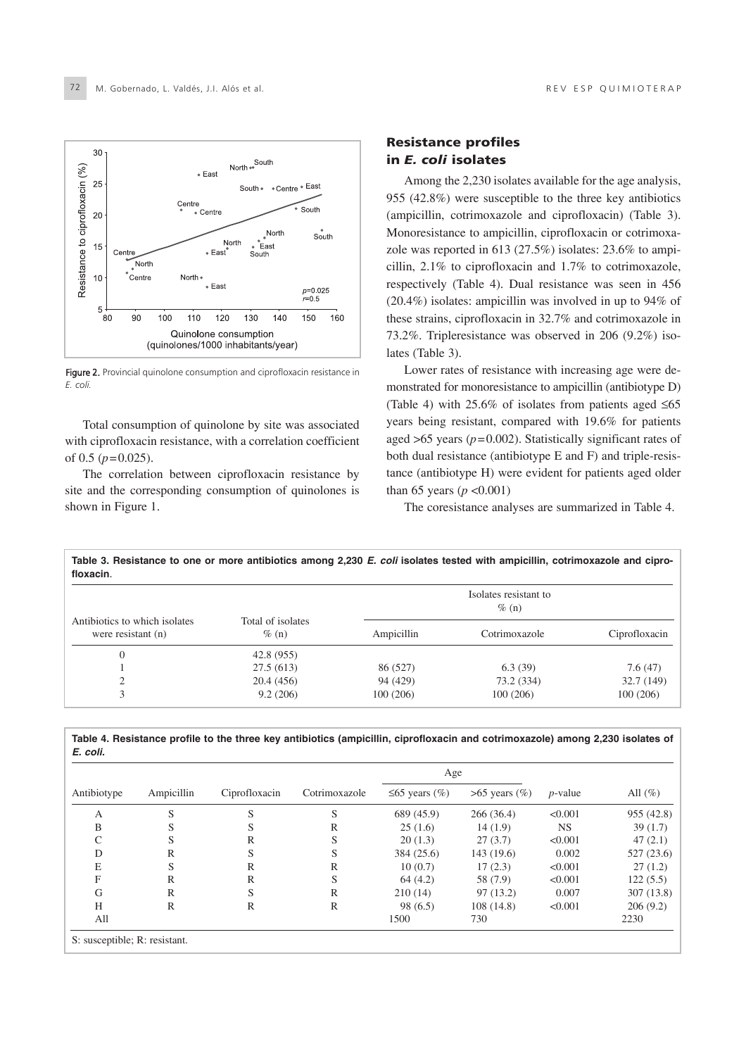Figure 2. Provincial quinolone consumption and ciprofloxacin resistance in *E. coli.*

Total consumption of quinolone by site was associated with ciprofloxacin resistance, with a correlation coefficient of 0.5 ($p=0.025$).

The correlation between ciprofloxacin resistance by site and the corresponding consumption of quinolones is shown in Figure 1.

## Resistance profiles in *E. coli* isolates

Among the 2,230 isolates available for the age analysis, 955 (42.8%) were susceptible to the three key antibiotics (ampicillin, cotrimoxazole and ciprofloxacin) (Table 3). Monoresistance to ampicillin, ciprofloxacin or cotrimoxazole was reported in 613 (27.5%) isolates: 23.6% to ampicillin, 2.1% to ciprofloxacin and 1.7% to cotrimoxazole, respectively (Table 4). Dual resistance was seen in 456 (20.4%) isolates: ampicillin was involved in up to 94% of these strains, ciprofloxacin in 32.7% and cotrimoxazole in 73.2%. Tripleresistance was observed in 206 (9.2%) isolates (Table 3).

Lower rates of resistance with increasing age were demonstrated for monoresistance to ampicillin (antibiotype D) (Table 4) with 25.6% of isolates from patients aged ≤65 years being resistant, compared with 19.6% for patients aged >65 years ($p=0.002$). Statistically significant rates of both dual resistance (antibiotype E and F) and triple-resistance (antibiotype H) were evident for patients aged older than 65 years ($p<0.001$)

The coresistance analyses are summarized in Table 4.

**Table 3. Resistance to one or more antibiotics among 2,230 *E. coli* isolates tested with ampicillin, cotrimoxazole and ciprofloxacin.**

| Antibiotics to which isolates were resistant (n) | Total of isolates % (n) | Isolates resistant to % (n) | | |
|---|---|---|---|---|
| | | Ampicillin | Cotrimoxazole | Ciprofloxacin |
| 0 | 42.8 (955) | | | |
| 1 | 27.5 (613) | 86 (527) | 6.3 (39) | 7.6 (47) |
| 2 | 20.4 (456) | 94 (429) | 73.2 (334) | 32.7 (149) |
| 3 | 9.2 (206) | 100 (206) | 100 (206) | 100 (206) |

**Table 4. Resistance profile to the three key antibiotics (ampicillin, ciprofloxacin and cotrimoxazole) among 2,230 isolates of *E. coli.***

| Antibiotype | Ampicillin | Ciprofloxacin | Cotrimoxazole | Age | | | |
|---|---|---|---|---|---|---|---|
| | | | | ≤65 years (%) | >65 years (%) | *p*-value | All (%) |
| A | S | S | S | 689 (45.9) | 266 (36.4) | <0.001 | 955 (42.8) |
| B | S | S | R | 25 (1.6) | 14 (1.9) | NS | 39 (1.7) |
| C | S | R | S | 20 (1.3) | 27 (3.7) | <0.001 | 47 (2.1) |
| D | R | S | S | 384 (25.6) | 143 (19.6) | 0.002 | 527 (23.6) |
| E | S | R | R | 10 (0.7) | 17 (2.3) | <0.001 | 27 (1.2) |
| F | R | R | S | 64 (4.2) | 58 (7.9) | <0.001 | 122 (5.5) |
| G | R | S | R | 210 (14) | 97 (13.2) | 0.007 | 307 (13.8) |
| H | R | R | R | 98 (6.5) | 108 (14.8) | <0.001 | 206 (9.2) |
| All | | | | 1500 | 730 | | 2230 |

S: susceptible; R: resistant.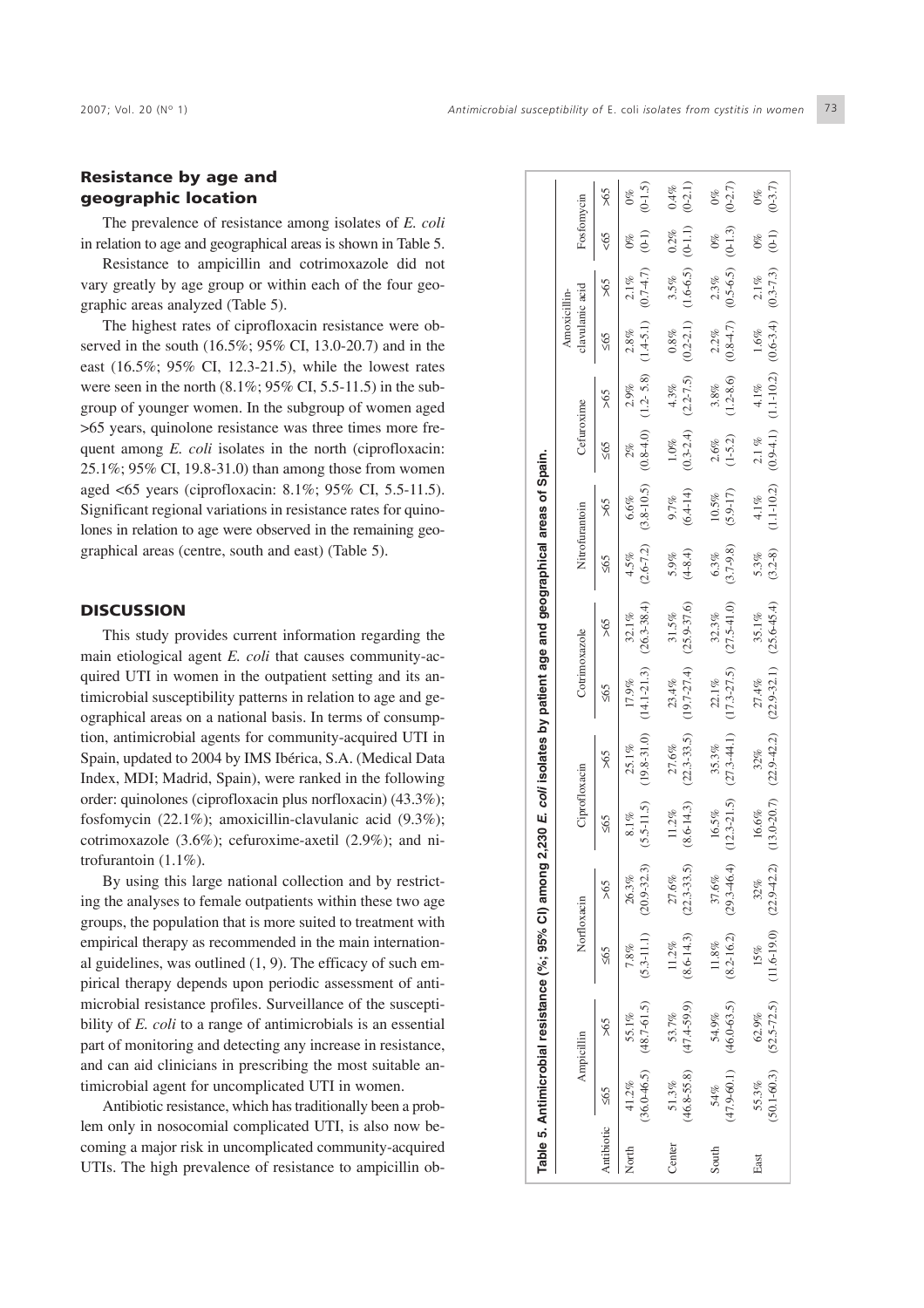## Resistance by age and geographic location

The prevalence of resistance among isolates of *E. coli* in relation to age and geographical areas is shown in Table 5.

Resistance to ampicillin and cotrimoxazole did not vary greatly by age group or within each of the four geographic areas analyzed (Table 5).

The highest rates of ciprofloxacin resistance were observed in the south (16.5%; 95% CI, 13.0-20.7) and in the east (16.5%; 95% CI, 12.3-21.5), while the lowest rates were seen in the north (8.1%; 95% CI, 5.5-11.5) in the subgroup of younger women. In the subgroup of women aged >65 years, quinolone resistance was three times more frequent among *E. coli* isolates in the north (ciprofloxacin: 25.1%; 95% CI, 19.8-31.0) than among those from women aged <65 years (ciprofloxacin: 8.1%; 95% CI, 5.5-11.5). Significant regional variations in resistance rates for quinolones in relation to age were observed in the remaining geographical areas (centre, south and east) (Table 5).

## DISCUSSION

This study provides current information regarding the main etiological agent *E. coli* that causes community-acquired UTI in women in the outpatient setting and its antimicrobial susceptibility patterns in relation to age and geographical areas on a national basis. In terms of consumption, antimicrobial agents for community-acquired UTI in Spain, updated to 2004 by IMS Ibérica, S.A. (Medical Data Index, MDI; Madrid, Spain), were ranked in the following order: quinolones (ciprofloxacin plus norfloxacin) (43.3%); fosfomycin (22.1%); amoxicillin-clavulanic acid (9.3%); cotrimoxazole (3.6%); cefuroxime-axetil (2.9%); and nitrofurantoin (1.1%).

By using this large national collection and by restricting the analyses to female outpatients within these two age groups, the population that is more suited to treatment with empirical therapy as recommended in the main international guidelines, was outlined (1, 9). The efficacy of such empirical therapy depends upon periodic assessment of antimicrobial resistance profiles. Surveillance of the susceptibility of *E. coli* to a range of antimicrobials is an essential part of monitoring and detecting any increase in resistance, and can aid clinicians in prescribing the most suitable antimicrobial agent for uncomplicated UTI in women.

Antibiotic resistance, which has traditionally been a problem only in nosocomial complicated UTI, is also now becoming a major risk in uncomplicated community-acquired UTIs. The high prevalence of resistance to ampicillin ob-

**Table 5. Antimicrobial resistance (%; 95% CI) among 2,230 *E. coli* isolates by patient age and geographical areas of Spain.**

| | Ampicillin | | Norfloxacin | | Ciprofloxacin | | Cotrimoxazole | | Nitrofurantoin | | Cefuroxime | | Amoxicillin-clavulanic acid | | Fosfomycin | |
|---|---|---|---|---|---|---|---|---|---|---|---|---|---|---|---|---|
| Antibiotic | ≤65 | >65 | ≤65 | >65 | ≤65 | >65 | ≤65 | >65 | ≤65 | >65 | ≤65 | >65 | ≤65 | >65 | <65 | >65 |
| North | 41.2% (36.0-46.5) | 55.1% (48.7-61.5) | 7.8% (5.3-11.1) | 26.3% (20.9-32.3) | 8.1% (5.5-11.5) | 25.1% (19.8-31.0) | 17.9% (14.1-21.3) | 32.1% (26.3-38.4) | 4.5% (2.6-7.2) | 6.6% (3.8-10.5) | 2% (0.8-4.0) | 2.9% (1.2- 5.8) | 2.8% (1.4-5.1) | 2.1% (0.7-4.7) | 0% (0-1) | 0% (0-1.5) |
| Center | 51.3% (46.8-55.8) | 53.7% (47.4-59.9) | 11.2% (8.6-14.3) | 27.6% (22.3-33.5) | 11.2% (8.6-14.3) | 27.6% (22.3-33.5) | 23.4% (19.7-27.4) | 31.5% (25.9-37.6) | 5.9% (4-8.4) | 9.7% (6.4-14) | 1.0% (0.3-2.4) | 4.3% (2.2-7.5) | 0.8% (0.2-2.1) | 3.5% (1.6-6.5) | 0.2% (0-1.1) | 0.4% (0-2.1) |
| South | 54% (47.9-60.1) | 54.9% (46.0-63.5) | 11.8% (8.2-16.2) | 37.6% (29.3-46.4) | 16.5% (12.3-21.5) | 35.3% (27.3-44.1) | 22.1% (17.3-27.5) | 32.3% (27.5-41.0) | 6.3% (3.7-9.8) | 10.5% (5.9-17) | 2.6% (1-5.2) | 3.8% (1.2-8.6) | 2.2% (0.8-4.7) | 2.3% (0.5-6.5) | 0% (0-1.3) | 0% (0-2.7) |
| East | 55.3% (50.1-60.3) | 62.9% (52.5-72.5) | 15% (11.6-19.0) | 32% (22.9-42.2) | 16.6% (13.0-20.7) | 32% (22.9-42.2) | 27.4% (22.9-32.1) | 35.1% (25.6-45.4) | 5.3% (3.2-8) | 4.1% (1.1-10.2) | 2.1 % (0.9-4.1) | 4.1% (1.1-10.2) | 1.6% (0.6-3.4) | 2.1% (0.3-7.3) | 0% (0-1) | 0% (0-3.7) |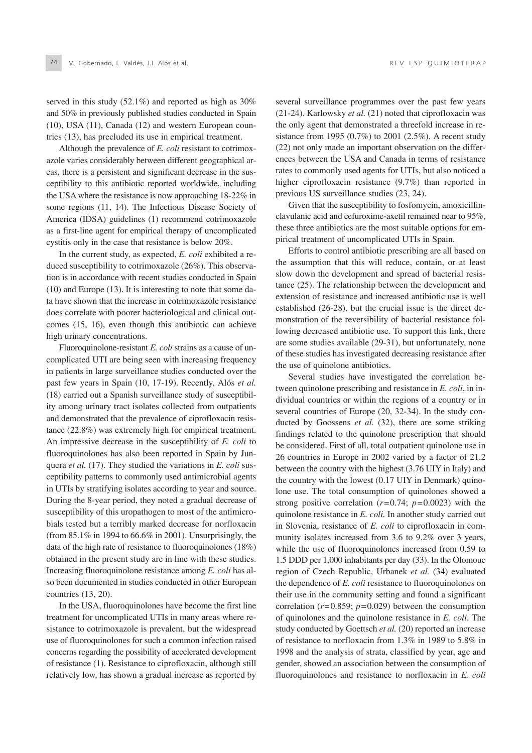served in this study (52.1%) and reported as high as 30% and 50% in previously published studies conducted in Spain (10), USA (11), Canada (12) and western European countries (13), has precluded its use in empirical treatment.

Although the prevalence of *E. coli* resistant to cotrimoxazole varies considerably between different geographical areas, there is a persistent and significant decrease in the susceptibility to this antibiotic reported worldwide, including the USA where the resistance is now approaching 18-22% in some regions (11, 14). The Infectious Disease Society of America (IDSA) guidelines (1) recommend cotrimoxazole as a first-line agent for empirical therapy of uncomplicated cystitis only in the case that resistance is below 20%.

In the current study, as expected, *E. coli* exhibited a reduced susceptibility to cotrimoxazole (26%). This observation is in accordance with recent studies conducted in Spain (10) and Europe (13). It is interesting to note that some data have shown that the increase in cotrimoxazole resistance does correlate with poorer bacteriological and clinical outcomes (15, 16), even though this antibiotic can achieve high urinary concentrations.

Fluoroquinolone-resistant *E. coli* strains as a cause of uncomplicated UTI are being seen with increasing frequency in patients in large surveillance studies conducted over the past few years in Spain (10, 17-19). Recently, Alós *et al.* (18) carried out a Spanish surveillance study of susceptibility among urinary tract isolates collected from outpatients and demonstrated that the prevalence of ciprofloxacin resistance (22.8%) was extremely high for empirical treatment. An impressive decrease in the susceptibility of *E. coli* to fluoroquinolones has also been reported in Spain by Junquera *et al.* (17). They studied the variations in *E. coli* susceptibility patterns to commonly used antimicrobial agents in UTIs by stratifying isolates according to year and source. During the 8-year period, they noted a gradual decrease of susceptibility of this uropathogen to most of the antimicrobials tested but a terribly marked decrease for norfloxacin (from 85.1% in 1994 to 66.6% in 2001). Unsurprisingly, the data of the high rate of resistance to fluoroquinolones (18%) obtained in the present study are in line with these studies. Increasing fluoroquinolone resistance among *E. coli* has also been documented in studies conducted in other European countries (13, 20).

In the USA, fluoroquinolones have become the first line treatment for uncomplicated UTIs in many areas where resistance to cotrimoxazole is prevalent, but the widespread use of fluoroquinolones for such a common infection raised concerns regarding the possibility of accelerated development of resistance (1). Resistance to ciprofloxacin, although still relatively low, has shown a gradual increase as reported by several surveillance programmes over the past few years (21-24). Karlowsky *et al.* (21) noted that ciprofloxacin was the only agent that demonstrated a threefold increase in resistance from 1995 (0.7%) to 2001 (2.5%). A recent study (22) not only made an important observation on the differences between the USA and Canada in terms of resistance rates to commonly used agents for UTIs, but also noticed a higher ciprofloxacin resistance (9.7%) than reported in previous US surveillance studies (23, 24).

Given that the susceptibility to fosfomycin, amoxicillin-clavulanic acid and cefuroxime-axetil remained near to 95%, these three antibiotics are the most suitable options for empirical treatment of uncomplicated UTIs in Spain.

Efforts to control antibiotic prescribing are all based on the assumption that this will reduce, contain, or at least slow down the development and spread of bacterial resistance (25). The relationship between the development and extension of resistance and increased antibiotic use is well established (26-28), but the crucial issue is the direct demonstration of the reversibility of bacterial resistance following decreased antibiotic use. To support this link, there are some studies available (29-31), but unfortunately, none of these studies has investigated decreasing resistance after the use of quinolone antibiotics.

Several studies have investigated the correlation between quinolone prescribing and resistance in *E. coli*, in individual countries or within the regions of a country or in several countries of Europe (20, 32-34). In the study conducted by Goossens *et al.* (32), there are some striking findings related to the quinolone prescription that should be considered. First of all, total outpatient quinolone use in 26 countries in Europe in 2002 varied by a factor of 21.2 between the country with the highest (3.76 UIY in Italy) and the country with the lowest (0.17 UIY in Denmark) quinolone use. The total consumption of quinolones showed a strong positive correlation ($r=0.74$; $p=0.0023$) with the quinolone resistance in *E. coli.* In another study carried out in Slovenia, resistance of *E. coli* to ciprofloxacin in community isolates increased from 3.6 to 9.2% over 3 years, while the use of fluoroquinolones increased from 0.59 to 1.5 DDD per 1,000 inhabitants per day (33). In the Olomouc region of Czech Republic, Urbanek *et al.* (34) evaluated the dependence of *E. coli* resistance to fluoroquinolones on their use in the community setting and found a significant correlation ($r=0.859$; $p=0.029$) between the consumption of quinolones and the quinolone resistance in *E. coli*. The study conducted by Goettsch *et al.* (20) reported an increase of resistance to norfloxacin from 1.3% in 1989 to 5.8% in 1998 and the analysis of strata, classified by year, age and gender, showed an association between the consumption of fluoroquinolones and resistance to norfloxacin in *E. coli*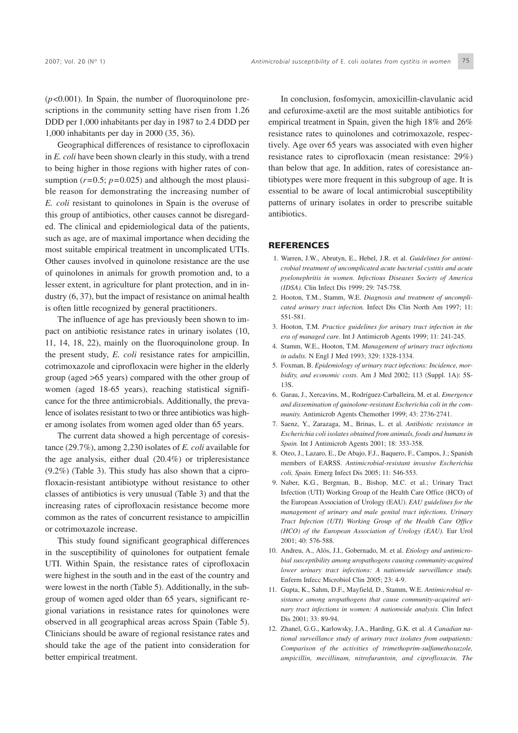($p$<0.001). In Spain, the number of fluoroquinolone prescriptions in the community setting have risen from 1.26 DDD per 1,000 inhabitants per day in 1987 to 2.4 DDD per 1,000 inhabitants per day in 2000 (35, 36).

Geographical differences of resistance to ciprofloxacin in *E. coli* have been shown clearly in this study, with a trend to being higher in those regions with higher rates of consumption ($r$=0.5; $p$=0.025) and although the most plausible reason for demonstrating the increasing number of *E. coli* resistant to quinolones in Spain is the overuse of this group of antibiotics, other causes cannot be disregarded. The clinical and epidemiological data of the patients, such as age, are of maximal importance when deciding the most suitable empirical treatment in uncomplicated UTIs. Other causes involved in quinolone resistance are the use of quinolones in animals for growth promotion and, to a lesser extent, in agriculture for plant protection, and in industry (6, 37), but the impact of resistance on animal health is often little recognized by general practitioners.

The influence of age has previously been shown to impact on antibiotic resistance rates in urinary isolates (10, 11, 14, 18, 22), mainly on the fluoroquinolone group. In the present study, *E. coli* resistance rates for ampicillin, cotrimoxazole and ciprofloxacin were higher in the elderly group (aged >65 years) compared with the other group of women (aged 18-65 years), reaching statistical significance for the three antimicrobials. Additionally, the prevalence of isolates resistant to two or three antibiotics was higher among isolates from women aged older than 65 years.

The current data showed a high percentage of coresistance (29.7%), among 2,230 isolates of *E. coli* available for the age analysis, either dual (20.4%) or tripleresistance (9.2%) (Table 3). This study has also shown that a ciprofloxacin-resistant antibiotype without resistance to other classes of antibiotics is very unusual (Table 3) and that the increasing rates of ciprofloxacin resistance become more common as the rates of concurrent resistance to ampicillin or cotrimoxazole increase.

This study found significant geographical differences in the susceptibility of quinolones for outpatient female UTI. Within Spain, the resistance rates of ciprofloxacin were highest in the south and in the east of the country and were lowest in the north (Table 5). Additionally, in the subgroup of women aged older than 65 years, significant regional variations in resistance rates for quinolones were observed in all geographical areas across Spain (Table 5). Clinicians should be aware of regional resistance rates and should take the age of the patient into consideration for better empirical treatment.

In conclusion, fosfomycin, amoxicillin-clavulanic acid and cefuroxime-axetil are the most suitable antibiotics for empirical treatment in Spain, given the high 18% and 26% resistance rates to quinolones and cotrimoxazole, respectively. Age over 65 years was associated with even higher resistance rates to ciprofloxacin (mean resistance: 29%) than below that age. In addition, rates of coresistance antibiotypes were more frequent in this subgroup of age. It is essential to be aware of local antimicrobial susceptibility patterns of urinary isolates in order to prescribe suitable antibiotics.

## REFERENCES

1. Warren, J.W., Abrutyn, E., Hebel, J.R. et al. *Guidelines for antimicrobial treatment of uncomplicated acute bacterial cystitis and acute pyelonephritis in women. Infectious Diseases Society of America (IDSA).* Clin Infect Dis 1999; 29: 745-758.
2. Hooton, T.M., Stamm, W.E. *Diagnosis and treatment of uncomplicated urinary tract infection.* Infect Dis Clin North Am 1997; 11: 551-581.
3. Hooton, T.M. *Practice guidelines for urinary tract infection in the era of managed care.* Int J Antimicrob Agents 1999; 11: 241-245.
4. Stamm, W.E., Hooton, T.M. *Management of urinary tract infections in adults.* N Engl J Med 1993; 329: 1328-1334.
5. Foxman, B. *Epidemiology of urinary tract infections: Incidence, morbidity, and economic costs.* Am J Med 2002; 113 (Suppl. 1A): 5S-13S.
6. Garau, J., Xercavins, M., Rodríguez-Carballeira, M. et al. *Emergence and dissemination of quinolone-resistant Escherichia coli in the community.* Antimicrob Agents Chemother 1999; 43: 2736-2741.
7. Saenz, Y., Zarazaga, M., Brinas, L. et al. *Antibiotic resistance in Escherichia coli isolates obtained from animals, foods and humans in Spain.* Int J Antimicrob Agents 2001; 18: 353-358.
8. Oteo, J., Lazaro, E., De Abajo, F.J., Baquero, F., Campos, J.; Spanish members of EARSS. *Antimicrobial-resistant invasive Escherichia coli, Spain.* Emerg Infect Dis 2005; 11: 546-553.
9. Naber, K.G., Bergman, B., Bishop, M.C. et al.; Urinary Tract Infection (UTI) Working Group of the Health Care Office (HCO) of the European Association of Urology (EAU). *EAU guidelines for the management of urinary and male genital tract infections. Urinary Tract Infection (UTI) Working Group of the Health Care Office (HCO) of the European Association of Urology (EAU).* Eur Urol 2001; 40: 576-588.
10. Andreu, A., Alós, J.I., Gobernado, M. et al. *Etiology and antimicrobial susceptibility among uropathogens causing community-acquired lower urinary tract infections: A nationwide surveillance study.* Enferm Infecc Microbiol Clin 2005; 23: 4-9.
11. Gupta, K., Sahm, D.F., Mayfield, D., Stamm, W.E. *Antimicrobial resistance among uropathogens that cause community-acquired urinary tract infections in women: A nationwide analysis.* Clin Infect Dis 2001; 33: 89-94.
12. Zhanel, G.G., Karlowsky, J.A., Harding, G.K. et al. *A Canadian national surveillance study of urinary tract isolates from outpatients: Comparison of the activities of trimethoprim-sulfamethoxazole, ampicillin, mecillinam, nitrofurantoin, and ciprofloxacin. The*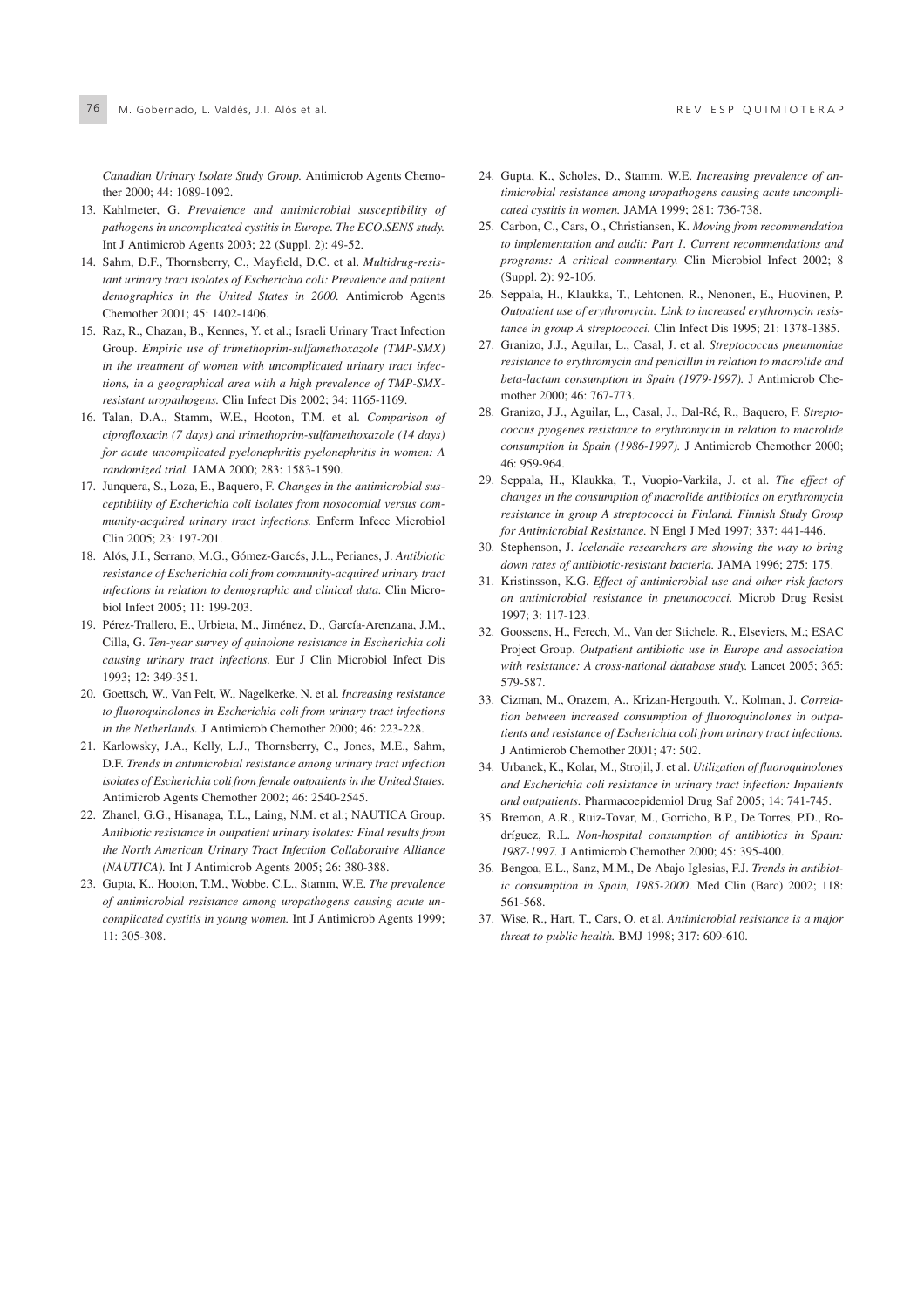*Canadian Urinary Isolate Study Group.* Antimicrob Agents Chemother 2000; 44: 1089-1092.

13. Kahlmeter, G. *Prevalence and antimicrobial susceptibility of pathogens in uncomplicated cystitis in Europe. The ECO.SENS study.* Int J Antimicrob Agents 2003; 22 (Suppl. 2): 49-52.
14. Sahm, D.F., Thornsberry, C., Mayfield, D.C. et al. *Multidrug-resistant urinary tract isolates of Escherichia coli: Prevalence and patient demographics in the United States in 2000.* Antimicrob Agents Chemother 2001; 45: 1402-1406.
15. Raz, R., Chazan, B., Kennes, Y. et al.; Israeli Urinary Tract Infection Group. *Empiric use of trimethoprim-sulfamethoxazole (TMP-SMX) in the treatment of women with uncomplicated urinary tract infections, in a geographical area with a high prevalence of TMP-SMX-resistant uropathogens.* Clin Infect Dis 2002; 34: 1165-1169.
16. Talan, D.A., Stamm, W.E., Hooton, T.M. et al. *Comparison of ciprofloxacin (7 days) and trimethoprim-sulfamethoxazole (14 days) for acute uncomplicated pyelonephritis pyelonephritis in women: A randomized trial.* JAMA 2000; 283: 1583-1590.
17. Junquera, S., Loza, E., Baquero, F. *Changes in the antimicrobial susceptibility of Escherichia coli isolates from nosocomial versus community-acquired urinary tract infections.* Enferm Infecc Microbiol Clin 2005; 23: 197-201.
18. Alós, J.I., Serrano, M.G., Gómez-Garcés, J.L., Perianes, J. *Antibiotic resistance of Escherichia coli from community-acquired urinary tract infections in relation to demographic and clinical data.* Clin Microbiol Infect 2005; 11: 199-203.
19. Pérez-Trallero, E., Urbieta, M., Jiménez, D., García-Arenzana, J.M., Cilla, G. *Ten-year survey of quinolone resistance in Escherichia coli causing urinary tract infections.* Eur J Clin Microbiol Infect Dis 1993; 12: 349-351.
20. Goettsch, W., Van Pelt, W., Nagelkerke, N. et al. *Increasing resistance to fluoroquinolones in Escherichia coli from urinary tract infections in the Netherlands.* J Antimicrob Chemother 2000; 46: 223-228.
21. Karlowsky, J.A., Kelly, L.J., Thornsberry, C., Jones, M.E., Sahm, D.F. *Trends in antimicrobial resistance among urinary tract infection isolates of Escherichia coli from female outpatients in the United States.* Antimicrob Agents Chemother 2002; 46: 2540-2545.
22. Zhanel, G.G., Hisanaga, T.L., Laing, N.M. et al.; NAUTICA Group. *Antibiotic resistance in outpatient urinary isolates: Final results from the North American Urinary Tract Infection Collaborative Alliance (NAUTICA).* Int J Antimicrob Agents 2005; 26: 380-388.
23. Gupta, K., Hooton, T.M., Wobbe, C.L., Stamm, W.E. *The prevalence of antimicrobial resistance among uropathogens causing acute uncomplicated cystitis in young women.* Int J Antimicrob Agents 1999; 11: 305-308.
24. Gupta, K., Scholes, D., Stamm, W.E. *Increasing prevalence of antimicrobial resistance among uropathogens causing acute uncomplicated cystitis in women.* JAMA 1999; 281: 736-738.
25. Carbon, C., Cars, O., Christiansen, K. *Moving from recommendation to implementation and audit: Part 1. Current recommendations and programs: A critical commentary.* Clin Microbiol Infect 2002; 8 (Suppl. 2): 92-106.
26. Seppala, H., Klaukka, T., Lehtonen, R., Nenonen, E., Huovinen, P. *Outpatient use of erythromycin: Link to increased erythromycin resistance in group A streptococci.* Clin Infect Dis 1995; 21: 1378-1385.
27. Granizo, J.J., Aguilar, L., Casal, J. et al. *Streptococcus pneumoniae resistance to erythromycin and penicillin in relation to macrolide and beta-lactam consumption in Spain (1979-1997).* J Antimicrob Chemother 2000; 46: 767-773.
28. Granizo, J.J., Aguilar, L., Casal, J., Dal-Ré, R., Baquero, F. *Streptococcus pyogenes resistance to erythromycin in relation to macrolide consumption in Spain (1986-1997).* J Antimicrob Chemother 2000; 46: 959-964.
29. Seppala, H., Klaukka, T., Vuopio-Varkila, J. et al. *The effect of changes in the consumption of macrolide antibiotics on erythromycin resistance in group A streptococci in Finland. Finnish Study Group for Antimicrobial Resistance.* N Engl J Med 1997; 337: 441-446.
30. Stephenson, J. *Icelandic researchers are showing the way to bring down rates of antibiotic-resistant bacteria.* JAMA 1996; 275: 175.
31. Kristinsson, K.G. *Effect of antimicrobial use and other risk factors on antimicrobial resistance in pneumococci.* Microb Drug Resist 1997; 3: 117-123.
32. Goossens, H., Ferech, M., Van der Stichele, R., Elseviers, M.; ESAC Project Group. *Outpatient antibiotic use in Europe and association with resistance: A cross-national database study.* Lancet 2005; 365: 579-587.
33. Cizman, M., Orazem, A., Krizan-Hergouth. V., Kolman, J. *Correlation between increased consumption of fluoroquinolones in outpatients and resistance of Escherichia coli from urinary tract infections.* J Antimicrob Chemother 2001; 47: 502.
34. Urbanek, K., Kolar, M., Strojil, J. et al. *Utilization of fluoroquinolones and Escherichia coli resistance in urinary tract infection: Inpatients and outpatients.* Pharmacoepidemiol Drug Saf 2005; 14: 741-745.
35. Bremon, A.R., Ruiz-Tovar, M., Gorricho, B.P., De Torres, P.D., Rodríguez, R.L. *Non-hospital consumption of antibiotics in Spain: 1987-1997.* J Antimicrob Chemother 2000; 45: 395-400.
36. Bengoa, E.L., Sanz, M.M., De Abajo Iglesias, F.J. *Trends in antibiotic consumption in Spain, 1985-2000*. Med Clin (Barc) 2002; 118: 561-568.
37. Wise, R., Hart, T., Cars, O. et al. *Antimicrobial resistance is a major threat to public health.* BMJ 1998; 317: 609-610.